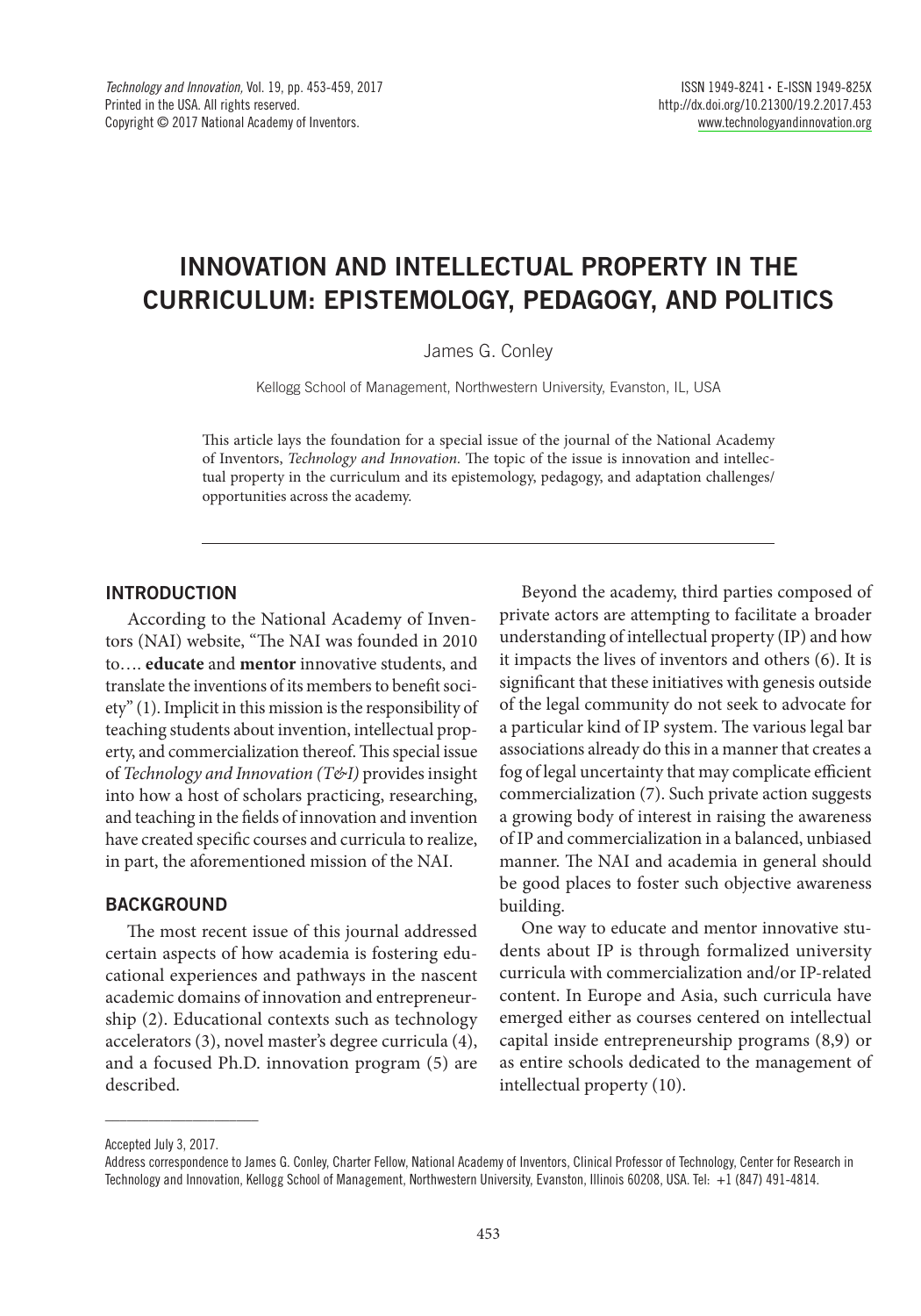# INNOVATION AND INTELLECTUAL PROPERTY IN THE CURRICULUM: EPISTEMOLOGY, PEDAGOGY, AND POLITICS

James G. Conley

Kellogg School of Management, Northwestern University, Evanston, IL, USA

This article lays the foundation for a special issue of the journal of the National Academy of Inventors, *Technology and Innovation*. The topic of the issue is innovation and intellectual property in the curriculum and its epistemology, pedagogy, and adaptation challenges/opportunities across the academy.

---

## INTRODUCTION

According to the National Academy of Inventors (NAI) website, "The NAI was founded in 2010 to…. **educate** and **mentor** innovative students, and translate the inventions of its members to benefit society" (1). Implicit in this mission is the responsibility of teaching students about invention, intellectual property, and commercialization thereof. This special issue of *Technology and Innovation (T&I)* provides insight into how a host of scholars practicing, researching, and teaching in the fields of innovation and invention have created specific courses and curricula to realize, in part, the aforementioned mission of the NAI.

## BACKGROUND

The most recent issue of this journal addressed certain aspects of how academia is fostering educational experiences and pathways in the nascent academic domains of innovation and entrepreneurship (2). Educational contexts such as technology accelerators (3), novel master's degree curricula (4), and a focused Ph.D. innovation program (5) are described.

Beyond the academy, third parties composed of private actors are attempting to facilitate a broader understanding of intellectual property (IP) and how it impacts the lives of inventors and others (6). It is significant that these initiatives with genesis outside of the legal community do not seek to advocate for a particular kind of IP system. The various legal bar associations already do this in a manner that creates a fog of legal uncertainty that may complicate efficient commercialization (7). Such private action suggests a growing body of interest in raising the awareness of IP and commercialization in a balanced, unbiased manner. The NAI and academia in general should be good places to foster such objective awareness building.

One way to educate and mentor innovative students about IP is through formalized university curricula with commercialization and/or IP-related content. In Europe and Asia, such curricula have emerged either as courses centered on intellectual capital inside entrepreneurship programs (8,9) or as entire schools dedicated to the management of intellectual property (10).

---

Accepted July 3, 2017.

Address correspondence to James G. Conley, Charter Fellow, National Academy of Inventors, Clinical Professor of Technology, Center for Research in Technology and Innovation, Kellogg School of Management, Northwestern University, Evanston, Illinois 60208, USA. Tel: +1 (847) 491-4814.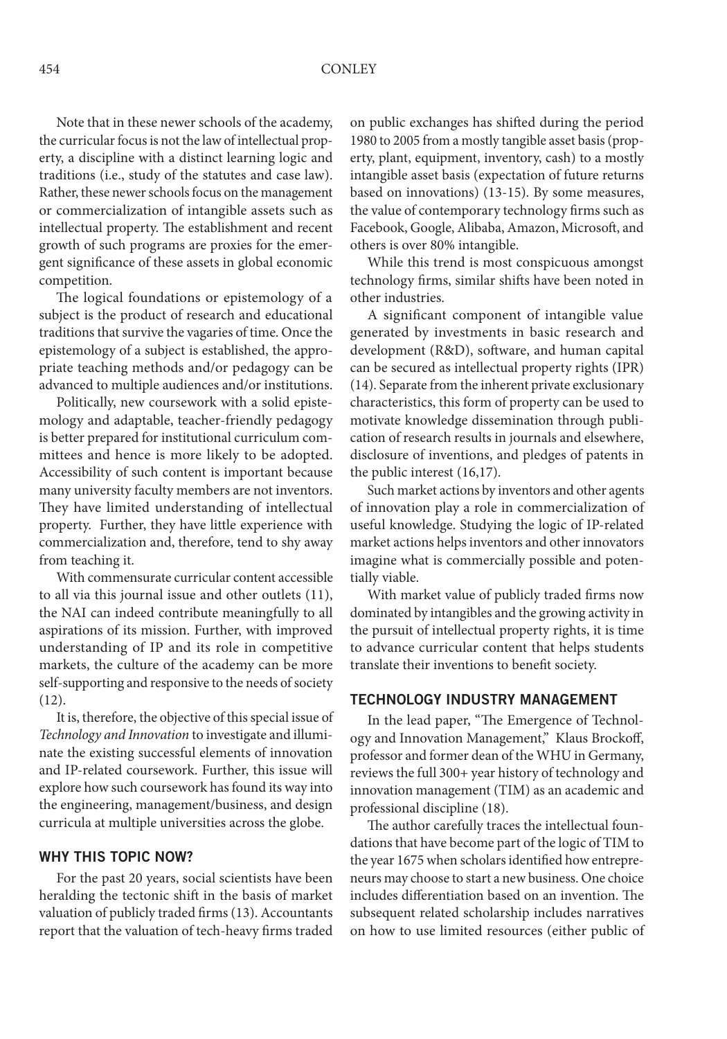Note that in these newer schools of the academy, the curricular focus is not the law of intellectual property, a discipline with a distinct learning logic and traditions (i.e., study of the statutes and case law). Rather, these newer schools focus on the management or commercialization of intangible assets such as intellectual property. The establishment and recent growth of such programs are proxies for the emergent significance of these assets in global economic competition.

The logical foundations or epistemology of a subject is the product of research and educational traditions that survive the vagaries of time. Once the epistemology of a subject is established, the appropriate teaching methods and/or pedagogy can be advanced to multiple audiences and/or institutions.

Politically, new coursework with a solid epistemology and adaptable, teacher-friendly pedagogy is better prepared for institutional curriculum committees and hence is more likely to be adopted. Accessibility of such content is important because many university faculty members are not inventors. They have limited understanding of intellectual property. Further, they have little experience with commercialization and, therefore, tend to shy away from teaching it.

With commensurate curricular content accessible to all via this journal issue and other outlets (11), the NAI can indeed contribute meaningfully to all aspirations of its mission. Further, with improved understanding of IP and its role in competitive markets, the culture of the academy can be more self-supporting and responsive to the needs of society (12).

It is, therefore, the objective of this special issue of *Technology and Innovation* to investigate and illuminate the existing successful elements of innovation and IP-related coursework. Further, this issue will explore how such coursework has found its way into the engineering, management/business, and design curricula at multiple universities across the globe.

## WHY THIS TOPIC NOW?

For the past 20 years, social scientists have been heralding the tectonic shift in the basis of market valuation of publicly traded firms (13). Accountants report that the valuation of tech-heavy firms traded on public exchanges has shifted during the period 1980 to 2005 from a mostly tangible asset basis (property, plant, equipment, inventory, cash) to a mostly intangible asset basis (expectation of future returns based on innovations) (13-15). By some measures, the value of contemporary technology firms such as Facebook, Google, Alibaba, Amazon, Microsoft, and others is over 80% intangible.

While this trend is most conspicuous amongst technology firms, similar shifts have been noted in other industries.

A significant component of intangible value generated by investments in basic research and development (R&D), software, and human capital can be secured as intellectual property rights (IPR) (14). Separate from the inherent private exclusionary characteristics, this form of property can be used to motivate knowledge dissemination through publication of research results in journals and elsewhere, disclosure of inventions, and pledges of patents in the public interest (16,17).

Such market actions by inventors and other agents of innovation play a role in commercialization of useful knowledge. Studying the logic of IP-related market actions helps inventors and other innovators imagine what is commercially possible and potentially viable.

With market value of publicly traded firms now dominated by intangibles and the growing activity in the pursuit of intellectual property rights, it is time to advance curricular content that helps students translate their inventions to benefit society.

## TECHNOLOGY INDUSTRY MANAGEMENT

In the lead paper, "The Emergence of Technology and Innovation Management," Klaus Brockoff, professor and former dean of the WHU in Germany, reviews the full 300+ year history of technology and innovation management (TIM) as an academic and professional discipline (18).

The author carefully traces the intellectual foundations that have become part of the logic of TIM to the year 1675 when scholars identified how entrepreneurs may choose to start a new business. One choice includes differentiation based on an invention. The subsequent related scholarship includes narratives on how to use limited resources (either public of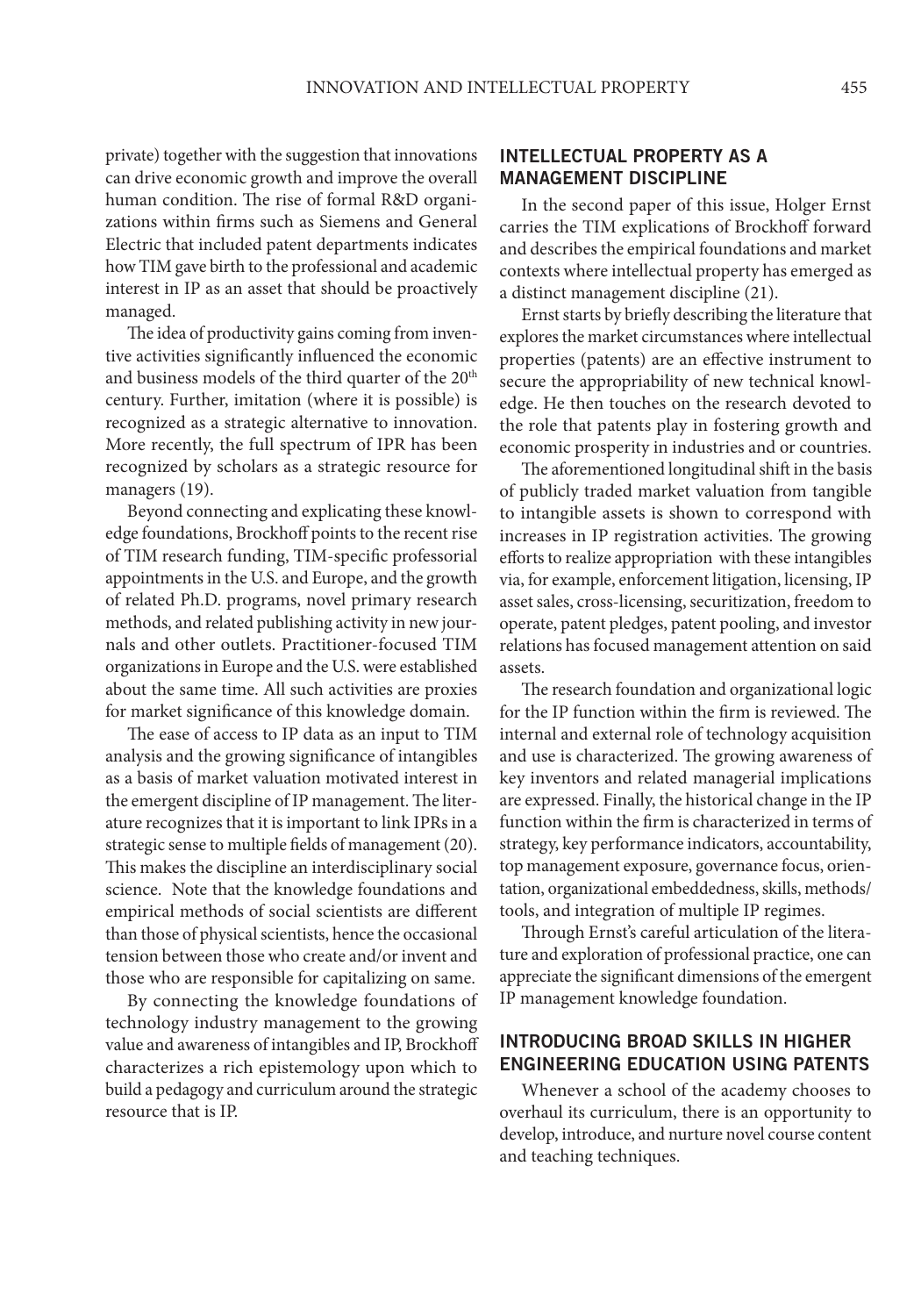private) together with the suggestion that innovations can drive economic growth and improve the overall human condition. The rise of formal R&D organizations within firms such as Siemens and General Electric that included patent departments indicates how TIM gave birth to the professional and academic interest in IP as an asset that should be proactively managed.

The idea of productivity gains coming from inventive activities significantly influenced the economic and business models of the third quarter of the 20th century. Further, imitation (where it is possible) is recognized as a strategic alternative to innovation. More recently, the full spectrum of IPR has been recognized by scholars as a strategic resource for managers (19).

Beyond connecting and explicating these knowledge foundations, Brockhoff points to the recent rise of TIM research funding, TIM-specific professorial appointments in the U.S. and Europe, and the growth of related Ph.D. programs, novel primary research methods, and related publishing activity in new journals and other outlets. Practitioner-focused TIM organizations in Europe and the U.S. were established about the same time. All such activities are proxies for market significance of this knowledge domain.

The ease of access to IP data as an input to TIM analysis and the growing significance of intangibles as a basis of market valuation motivated interest in the emergent discipline of IP management. The literature recognizes that it is important to link IPRs in a strategic sense to multiple fields of management (20). This makes the discipline an interdisciplinary social science. Note that the knowledge foundations and empirical methods of social scientists are different than those of physical scientists, hence the occasional tension between those who create and/or invent and those who are responsible for capitalizing on same.

By connecting the knowledge foundations of technology industry management to the growing value and awareness of intangibles and IP, Brockhoff characterizes a rich epistemology upon which to build a pedagogy and curriculum around the strategic resource that is IP.

## INTELLECTUAL PROPERTY AS A MANAGEMENT DISCIPLINE

In the second paper of this issue, Holger Ernst carries the TIM explications of Brockhoff forward and describes the empirical foundations and market contexts where intellectual property has emerged as a distinct management discipline (21).

Ernst starts by briefly describing the literature that explores the market circumstances where intellectual properties (patents) are an effective instrument to secure the appropriability of new technical knowledge. He then touches on the research devoted to the role that patents play in fostering growth and economic prosperity in industries and or countries.

The aforementioned longitudinal shift in the basis of publicly traded market valuation from tangible to intangible assets is shown to correspond with increases in IP registration activities. The growing efforts to realize appropriation with these intangibles via, for example, enforcement litigation, licensing, IP asset sales, cross-licensing, securitization, freedom to operate, patent pledges, patent pooling, and investor relations has focused management attention on said assets.

The research foundation and organizational logic for the IP function within the firm is reviewed. The internal and external role of technology acquisition and use is characterized. The growing awareness of key inventors and related managerial implications are expressed. Finally, the historical change in the IP function within the firm is characterized in terms of strategy, key performance indicators, accountability, top management exposure, governance focus, orientation, organizational embeddedness, skills, methods/tools, and integration of multiple IP regimes.

Through Ernst's careful articulation of the literature and exploration of professional practice, one can appreciate the significant dimensions of the emergent IP management knowledge foundation.

## INTRODUCING BROAD SKILLS IN HIGHER ENGINEERING EDUCATION USING PATENTS

Whenever a school of the academy chooses to overhaul its curriculum, there is an opportunity to develop, introduce, and nurture novel course content and teaching techniques.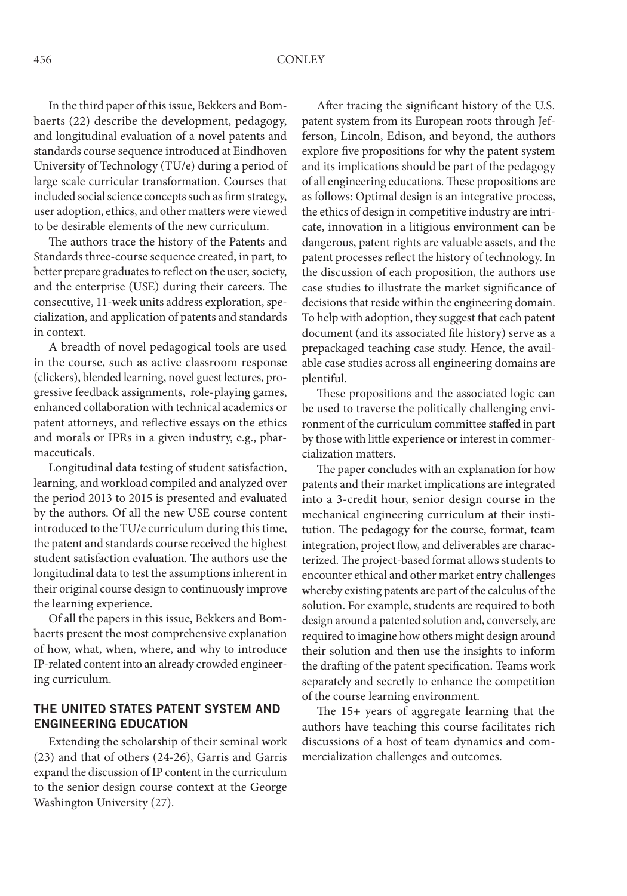In the third paper of this issue, Bekkers and Bombaerts (22) describe the development, pedagogy, and longitudinal evaluation of a novel patents and standards course sequence introduced at Eindhoven University of Technology (TU/e) during a period of large scale curricular transformation. Courses that included social science concepts such as firm strategy, user adoption, ethics, and other matters were viewed to be desirable elements of the new curriculum.

The authors trace the history of the Patents and Standards three-course sequence created, in part, to better prepare graduates to reflect on the user, society, and the enterprise (USE) during their careers. The consecutive, 11-week units address exploration, specialization, and application of patents and standards in context.

A breadth of novel pedagogical tools are used in the course, such as active classroom response (clickers), blended learning, novel guest lectures, progressive feedback assignments, role-playing games, enhanced collaboration with technical academics or patent attorneys, and reflective essays on the ethics and morals or IPRs in a given industry, e.g., pharmaceuticals.

Longitudinal data testing of student satisfaction, learning, and workload compiled and analyzed over the period 2013 to 2015 is presented and evaluated by the authors. Of all the new USE course content introduced to the TU/e curriculum during this time, the patent and standards course received the highest student satisfaction evaluation. The authors use the longitudinal data to test the assumptions inherent in their original course design to continuously improve the learning experience.

Of all the papers in this issue, Bekkers and Bombaerts present the most comprehensive explanation of how, what, when, where, and why to introduce IP-related content into an already crowded engineering curriculum.

## THE UNITED STATES PATENT SYSTEM AND ENGINEERING EDUCATION

Extending the scholarship of their seminal work (23) and that of others (24-26), Garris and Garris expand the discussion of IP content in the curriculum to the senior design course context at the George Washington University (27).

After tracing the significant history of the U.S. patent system from its European roots through Jefferson, Lincoln, Edison, and beyond, the authors explore five propositions for why the patent system and its implications should be part of the pedagogy of all engineering educations. These propositions are as follows: Optimal design is an integrative process, the ethics of design in competitive industry are intricate, innovation in a litigious environment can be dangerous, patent rights are valuable assets, and the patent processes reflect the history of technology. In the discussion of each proposition, the authors use case studies to illustrate the market significance of decisions that reside within the engineering domain. To help with adoption, they suggest that each patent document (and its associated file history) serve as a prepackaged teaching case study. Hence, the available case studies across all engineering domains are plentiful.

These propositions and the associated logic can be used to traverse the politically challenging environment of the curriculum committee staffed in part by those with little experience or interest in commercialization matters.

The paper concludes with an explanation for how patents and their market implications are integrated into a 3-credit hour, senior design course in the mechanical engineering curriculum at their institution. The pedagogy for the course, format, team integration, project flow, and deliverables are characterized. The project-based format allows students to encounter ethical and other market entry challenges whereby existing patents are part of the calculus of the solution. For example, students are required to both design around a patented solution and, conversely, are required to imagine how others might design around their solution and then use the insights to inform the drafting of the patent specification. Teams work separately and secretly to enhance the competition of the course learning environment.

The 15+ years of aggregate learning that the authors have teaching this course facilitates rich discussions of a host of team dynamics and commercialization challenges and outcomes.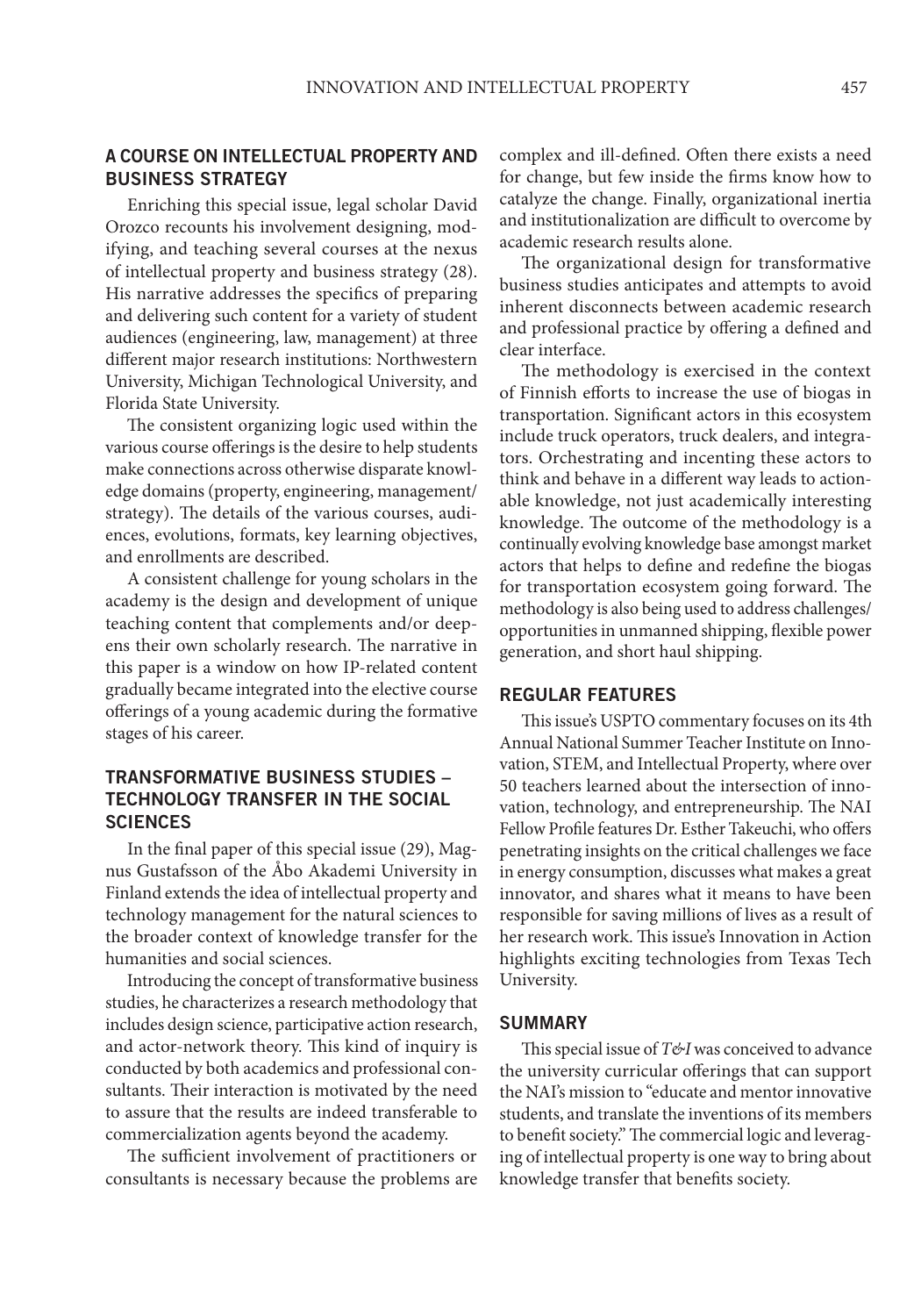## A COURSE ON INTELLECTUAL PROPERTY AND BUSINESS STRATEGY

Enriching this special issue, legal scholar David Orozco recounts his involvement designing, modifying, and teaching several courses at the nexus of intellectual property and business strategy (28). His narrative addresses the specifics of preparing and delivering such content for a variety of student audiences (engineering, law, management) at three different major research institutions: Northwestern University, Michigan Technological University, and Florida State University.

The consistent organizing logic used within the various course offerings is the desire to help students make connections across otherwise disparate knowledge domains (property, engineering, management/strategy). The details of the various courses, audiences, evolutions, formats, key learning objectives, and enrollments are described.

A consistent challenge for young scholars in the academy is the design and development of unique teaching content that complements and/or deepens their own scholarly research. The narrative in this paper is a window on how IP-related content gradually became integrated into the elective course offerings of a young academic during the formative stages of his career.

## TRANSFORMATIVE BUSINESS STUDIES – TECHNOLOGY TRANSFER IN THE SOCIAL SCIENCES

In the final paper of this special issue (29), Magnus Gustafsson of the Åbo Akademi University in Finland extends the idea of intellectual property and technology management for the natural sciences to the broader context of knowledge transfer for the humanities and social sciences.

Introducing the concept of transformative business studies, he characterizes a research methodology that includes design science, participative action research, and actor-network theory. This kind of inquiry is conducted by both academics and professional consultants. Their interaction is motivated by the need to assure that the results are indeed transferable to commercialization agents beyond the academy.

The sufficient involvement of practitioners or consultants is necessary because the problems are complex and ill-defined. Often there exists a need for change, but few inside the firms know how to catalyze the change. Finally, organizational inertia and institutionalization are difficult to overcome by academic research results alone.

The organizational design for transformative business studies anticipates and attempts to avoid inherent disconnects between academic research and professional practice by offering a defined and clear interface.

The methodology is exercised in the context of Finnish efforts to increase the use of biogas in transportation. Significant actors in this ecosystem include truck operators, truck dealers, and integrators. Orchestrating and incenting these actors to think and behave in a different way leads to actionable knowledge, not just academically interesting knowledge. The outcome of the methodology is a continually evolving knowledge base amongst market actors that helps to define and redefine the biogas for transportation ecosystem going forward. The methodology is also being used to address challenges/opportunities in unmanned shipping, flexible power generation, and short haul shipping.

## REGULAR FEATURES

This issue's USPTO commentary focuses on its 4th Annual National Summer Teacher Institute on Innovation, STEM, and Intellectual Property, where over 50 teachers learned about the intersection of innovation, technology, and entrepreneurship. The NAI Fellow Profile features Dr. Esther Takeuchi, who offers penetrating insights on the critical challenges we face in energy consumption, discusses what makes a great innovator, and shares what it means to have been responsible for saving millions of lives as a result of her research work. This issue's Innovation in Action highlights exciting technologies from Texas Tech University.

## SUMMARY

This special issue of *T&I* was conceived to advance the university curricular offerings that can support the NAI's mission to "educate and mentor innovative students, and translate the inventions of its members to benefit society." The commercial logic and leveraging of intellectual property is one way to bring about knowledge transfer that benefits society.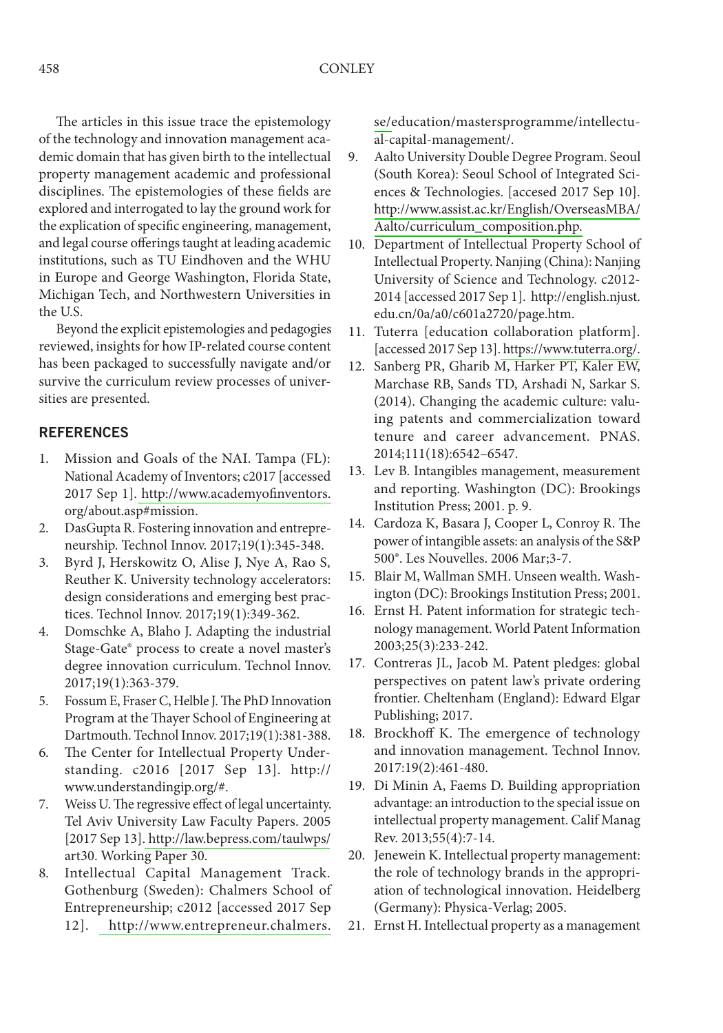The articles in this issue trace the epistemology of the technology and innovation management academic domain that has given birth to the intellectual property management academic and professional disciplines. The epistemologies of these fields are explored and interrogated to lay the ground work for the explication of specific engineering, management, and legal course offerings taught at leading academic institutions, such as TU Eindhoven and the WHU in Europe and George Washington, Florida State, Michigan Tech, and Northwestern Universities in the U.S.

Beyond the explicit epistemologies and pedagogies reviewed, insights for how IP-related course content has been packaged to successfully navigate and/or survive the curriculum review processes of universities are presented.

## REFERENCES

1. Mission and Goals of the NAI. Tampa (FL): National Academy of Inventors; c2017 [accessed 2017 Sep 1]. http://www.academyofinventors.org/about.asp#mission.
2. DasGupta R. Fostering innovation and entrepreneurship. Technol Innov. 2017;19(1):345-348.
3. Byrd J, Herskowitz O, Alise J, Nye A, Rao S, Reuther K. University technology accelerators: design considerations and emerging best practices. Technol Innov. 2017;19(1):349-362.
4. Domschke A, Blaho J. Adapting the industrial Stage-Gate® process to create a novel master's degree innovation curriculum. Technol Innov. 2017;19(1):363-379.
5. Fossum E, Fraser C, Helble J. The PhD Innovation Program at the Thayer School of Engineering at Dartmouth. Technol Innov. 2017;19(1):381-388.
6. The Center for Intellectual Property Understanding. c2016 [2017 Sep 13]. http://www.understandingip.org/#.
7. Weiss U. The regressive effect of legal uncertainty. Tel Aviv University Law Faculty Papers. 2005 [2017 Sep 13]. http://law.bepress.com/taulwps/art30. Working Paper 30.
8. Intellectual Capital Management Track. Gothenburg (Sweden): Chalmers School of Entrepreneurship; c2012 [accessed 2017 Sep 12]. http://www.entrepreneur.chalmers.se/education/mastersprogramme/intellectual-capital-management/.
9. Aalto University Double Degree Program. Seoul (South Korea): Seoul School of Integrated Sciences & Technologies. [accesed 2017 Sep 10]. http://www.assist.ac.kr/English/OverseasMBA/Aalto/curriculum_composition.php.
10. Department of Intellectual Property School of Intellectual Property. Nanjing (China): Nanjing University of Science and Technology. c2012-2014 [accessed 2017 Sep 1]. http://english.njust.edu.cn/0a/a0/c601a2720/page.htm.
11. Tuterra [education collaboration platform]. [accessed 2017 Sep 13]. https://www.tuterra.org/.
12. Sanberg PR, Gharib M, Harker PT, Kaler EW, Marchase RB, Sands TD, Arshadi N, Sarkar S. (2014). Changing the academic culture: valuing patents and commercialization toward tenure and career advancement. PNAS. 2014;111(18):6542–6547.
13. Lev B. Intangibles management, measurement and reporting. Washington (DC): Brookings Institution Press; 2001. p. 9.
14. Cardoza K, Basara J, Cooper L, Conroy R. The power of intangible assets: an analysis of the S&P 500®. Les Nouvelles. 2006 Mar;3-7.
15. Blair M, Wallman SMH. Unseen wealth. Washington (DC): Brookings Institution Press; 2001.
16. Ernst H. Patent information for strategic technology management. World Patent Information 2003;25(3):233-242.
17. Contreras JL, Jacob M. Patent pledges: global perspectives on patent law's private ordering frontier. Cheltenham (England): Edward Elgar Publishing; 2017.
18. Brockhoff K. The emergence of technology and innovation management. Technol Innov. 2017:19(2):461-480.
19. Di Minin A, Faems D. Building appropriation advantage: an introduction to the special issue on intellectual property management. Calif Manag Rev. 2013;55(4):7-14.
20. Jenewein K. Intellectual property management: the role of technology brands in the appropriation of technological innovation. Heidelberg (Germany): Physica-Verlag; 2005.
21. Ernst H. Intellectual property as a management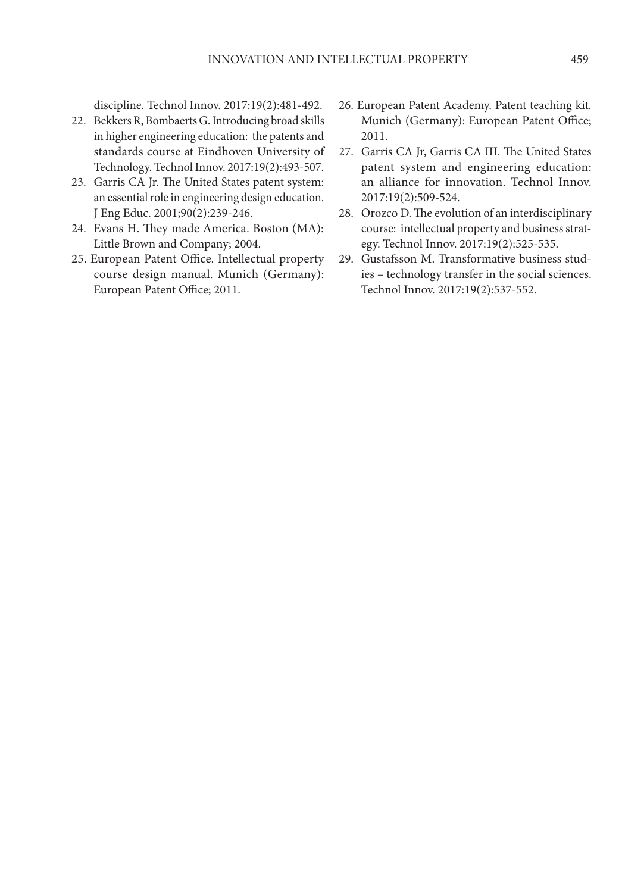discipline. Technol Innov. 2017:19(2):481-492.

22. Bekkers R, Bombaerts G. Introducing broad skills in higher engineering education: the patents and standards course at Eindhoven University of Technology. Technol Innov. 2017:19(2):493-507.
23. Garris CA Jr. The United States patent system: an essential role in engineering design education. J Eng Educ. 2001;90(2):239-246.
24. Evans H. They made America. Boston (MA): Little Brown and Company; 2004.
25. European Patent Office. Intellectual property course design manual. Munich (Germany): European Patent Office; 2011.
26. European Patent Academy. Patent teaching kit. Munich (Germany): European Patent Office; 2011.
27. Garris CA Jr, Garris CA III. The United States patent system and engineering education: an alliance for innovation. Technol Innov. 2017:19(2):509-524.
28. Orozco D. The evolution of an interdisciplinary course: intellectual property and business strategy. Technol Innov. 2017:19(2):525-535.
29. Gustafsson M. Transformative business studies – technology transfer in the social sciences. Technol Innov. 2017:19(2):537-552.